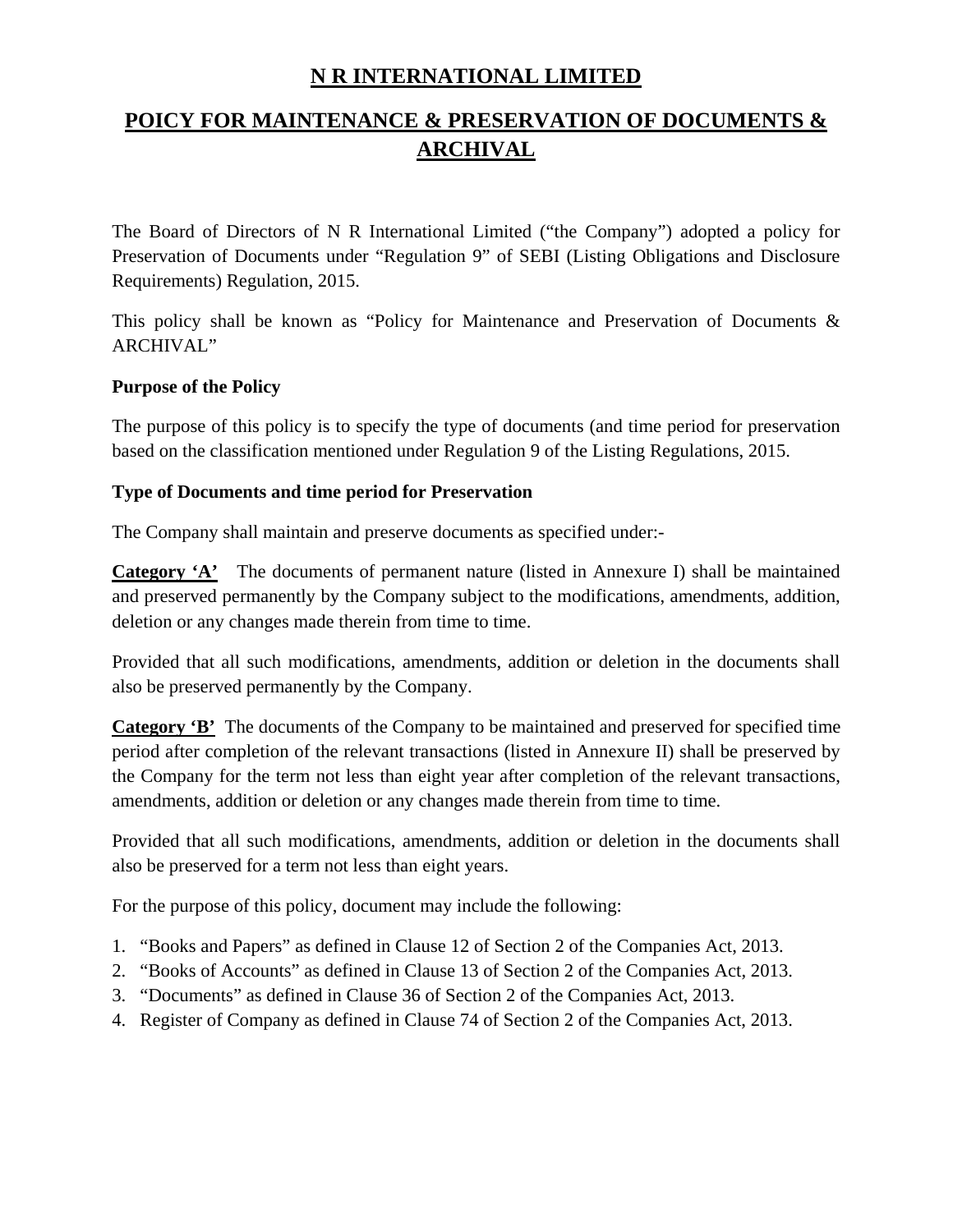# N R INTERNATIONAL LIMITED

## POICY FOR MAINTENANCE & PRESERVATION OF DOCUMENTS & ARCHIVAL

The Board of Directors of N R International Limited ("the Company") adopted a policy for Preservation of Documents under "Regulation 9" of SEBI (Listing Obligations and Disclosure Requirements) Regulation, 2015.

This policy shall be known as "Policy for Maintenance and Preservation of Documents & ARCHIVAL"

**Purpose of the Policy**

The purpose of this policy is to specify the type of documents (and time period for preservation based on the classification mentioned under Regulation 9 of the Listing Regulations, 2015.

**Type of Documents and time period for Preservation**

The Company shall maintain and preserve documents as specified under:-

**Category 'A'** The documents of permanent nature (listed in Annexure I) shall be maintained and preserved permanently by the Company subject to the modifications, amendments, addition, deletion or any changes made therein from time to time.

Provided that all such modifications, amendments, addition or deletion in the documents shall also be preserved permanently by the Company.

**Category 'B'** The documents of the Company to be maintained and preserved for specified time period after completion of the relevant transactions (listed in Annexure II) shall be preserved by the Company for the term not less than eight year after completion of the relevant transactions, amendments, addition or deletion or any changes made therein from time to time.

Provided that all such modifications, amendments, addition or deletion in the documents shall also be preserved for a term not less than eight years.

For the purpose of this policy, document may include the following:

1. "Books and Papers" as defined in Clause 12 of Section 2 of the Companies Act, 2013.
2. "Books of Accounts" as defined in Clause 13 of Section 2 of the Companies Act, 2013.
3. "Documents" as defined in Clause 36 of Section 2 of the Companies Act, 2013.
4. Register of Company as defined in Clause 74 of Section 2 of the Companies Act, 2013.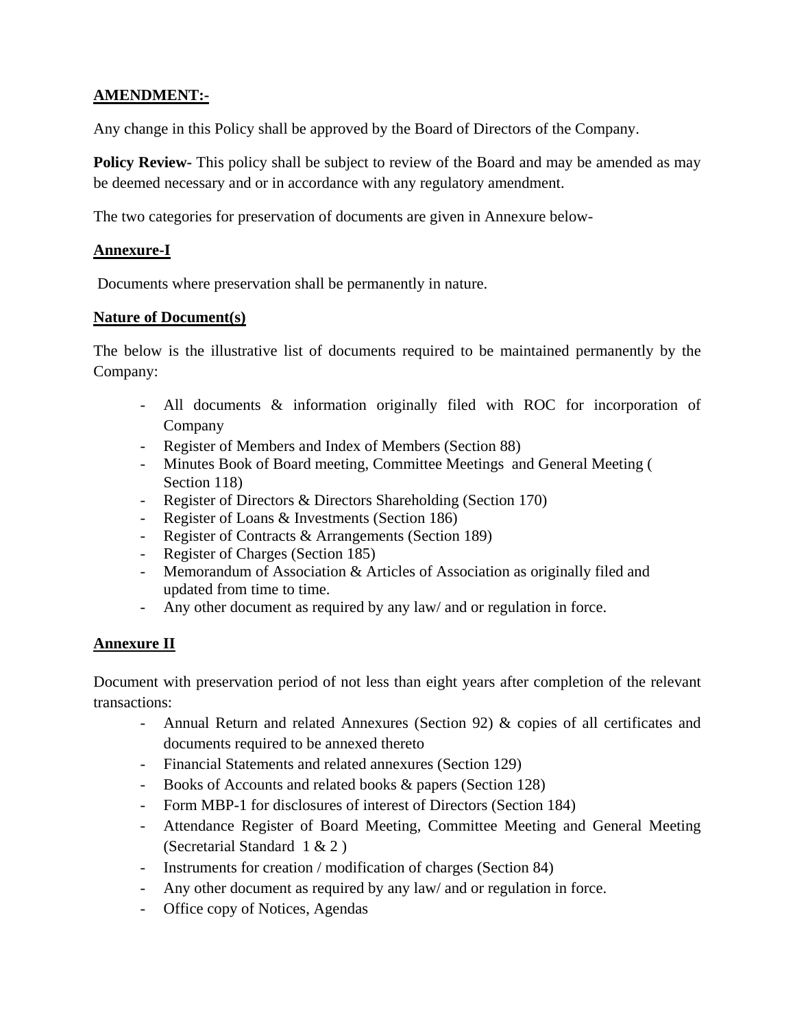**AMENDMENT:-**

Any change in this Policy shall be approved by the Board of Directors of the Company.

**Policy Review**- This policy shall be subject to review of the Board and may be amended as may be deemed necessary and or in accordance with any regulatory amendment.

The two categories for preservation of documents are given in Annexure below-

**Annexure-I**

Documents where preservation shall be permanently in nature.

**Nature of Document(s)**

The below is the illustrative list of documents required to be maintained permanently by the Company:

- All documents & information originally filed with ROC for incorporation of Company
- Register of Members and Index of Members (Section 88)
- Minutes Book of Board meeting, Committee Meetings and General Meeting ( Section 118)
- Register of Directors & Directors Shareholding (Section 170)
- Register of Loans & Investments (Section 186)
- Register of Contracts & Arrangements (Section 189)
- Register of Charges (Section 185)
- Memorandum of Association & Articles of Association as originally filed and updated from time to time.
- Any other document as required by any law/ and or regulation in force.

**Annexure II**

Document with preservation period of not less than eight years after completion of the relevant transactions:

- Annual Return and related Annexures (Section 92) & copies of all certificates and documents required to be annexed thereto
- Financial Statements and related annexures (Section 129)
- Books of Accounts and related books & papers (Section 128)
- Form MBP-1 for disclosures of interest of Directors (Section 184)
- Attendance Register of Board Meeting, Committee Meeting and General Meeting (Secretarial Standard 1 & 2 )
- Instruments for creation / modification of charges (Section 84)
- Any other document as required by any law/ and or regulation in force.
- Office copy of Notices, Agendas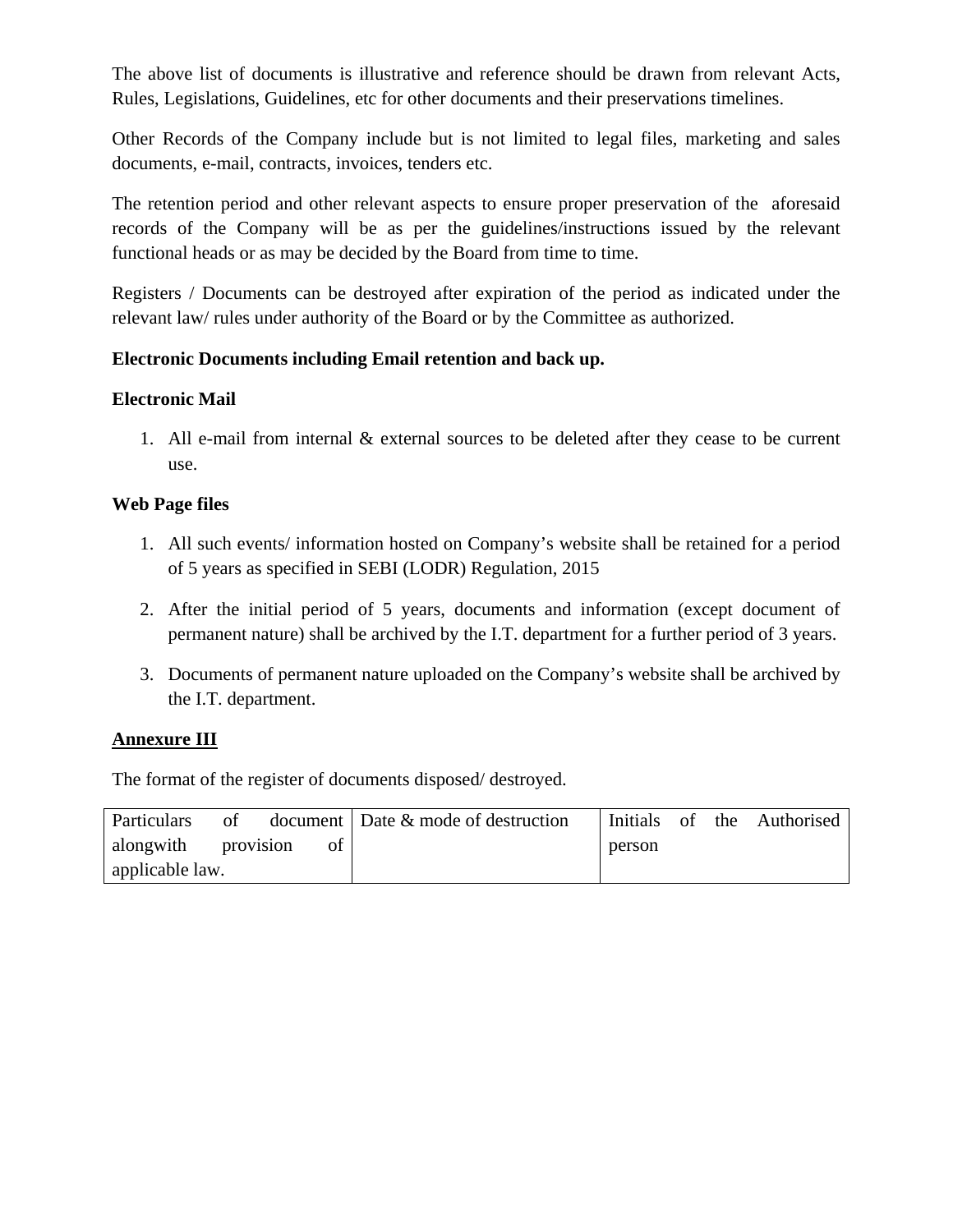The above list of documents is illustrative and reference should be drawn from relevant Acts, Rules, Legislations, Guidelines, etc for other documents and their preservations timelines.

Other Records of the Company include but is not limited to legal files, marketing and sales documents, e-mail, contracts, invoices, tenders etc.

The retention period and other relevant aspects to ensure proper preservation of the aforesaid records of the Company will be as per the guidelines/instructions issued by the relevant functional heads or as may be decided by the Board from time to time.

Registers / Documents can be destroyed after expiration of the period as indicated under the relevant law/ rules under authority of the Board or by the Committee as authorized.

**Electronic Documents including Email retention and back up.**

**Electronic Mail**

1. All e-mail from internal & external sources to be deleted after they cease to be current use.

**Web Page files**

1. All such events/ information hosted on Company's website shall be retained for a period of 5 years as specified in SEBI (LODR) Regulation, 2015
2. After the initial period of 5 years, documents and information (except document of permanent nature) shall be archived by the I.T. department for a further period of 3 years.
3. Documents of permanent nature uploaded on the Company's website shall be archived by the I.T. department.

**<u>Annexure III</u>**

The format of the register of documents disposed/ destroyed.

| Particulars of document alongwith provision of applicable law. | Date & mode of destruction | Initials of the Authorised person |
|---|---|---|